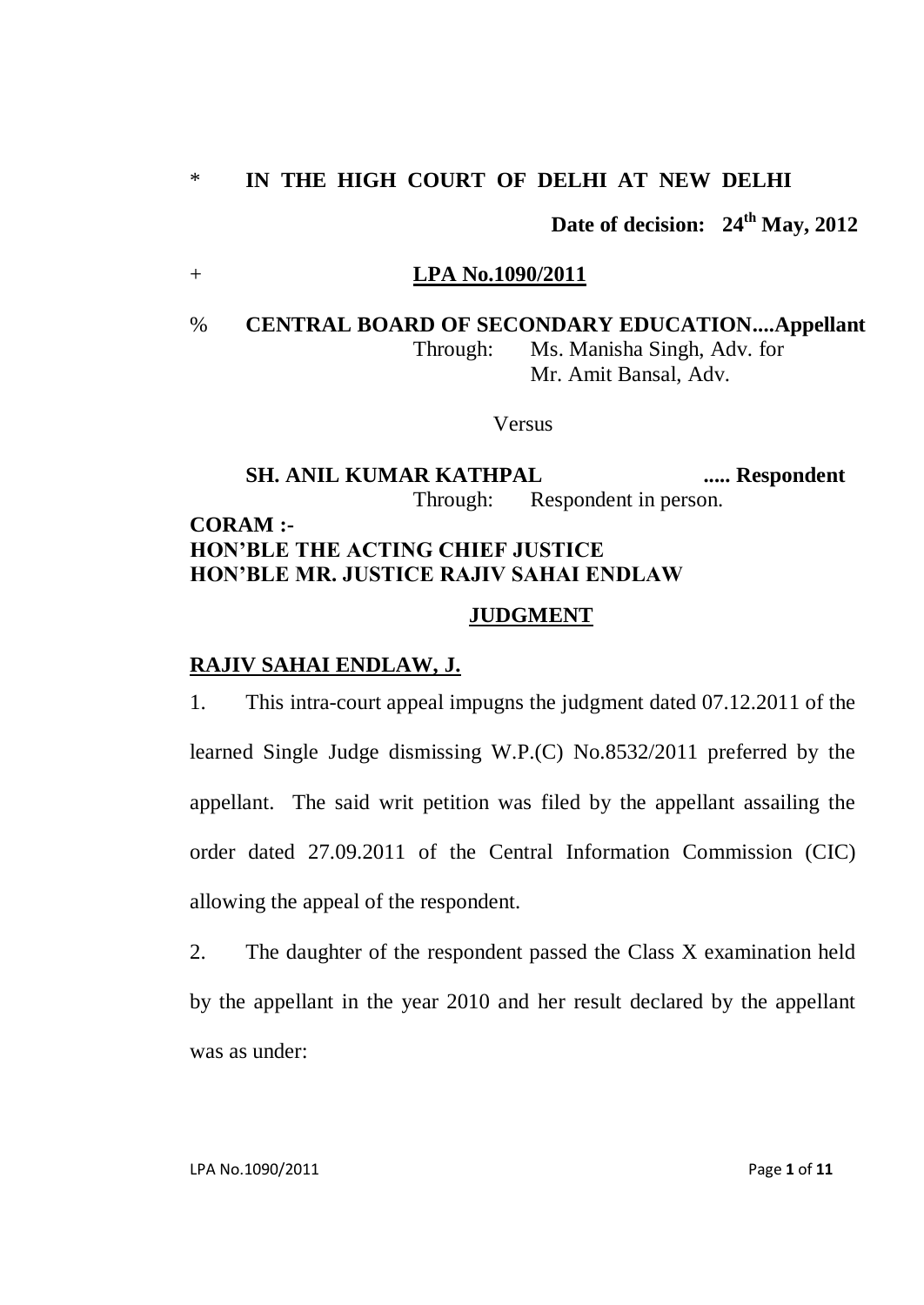\* **IN THE HIGH COURT OF DELHI AT NEW DELHI**

**Date of decision: 24th May, 2012**

\+ **LPA No.1090/2011**

% **CENTRAL BOARD OF SECONDARY EDUCATION....Appellant**

Through: Ms. Manisha Singh, Adv. for Mr. Amit Bansal, Adv.

Versus

**SH. ANIL KUMAR KATHPAL ..... Respondent**

Through: Respondent in person.

**CORAM :-**
**HON'BLE THE ACTING CHIEF JUSTICE**
**HON'BLE MR. JUSTICE RAJIV SAHAI ENDLAW**

**JUDGMENT**

**RAJIV SAHAI ENDLAW, J.**

1. This intra-court appeal impugns the judgment dated 07.12.2011 of the learned Single Judge dismissing W.P.(C) No.8532/2011 preferred by the appellant. The said writ petition was filed by the appellant assailing the order dated 27.09.2011 of the Central Information Commission (CIC) allowing the appeal of the respondent.

2. The daughter of the respondent passed the Class X examination held by the appellant in the year 2010 and her result declared by the appellant was as under: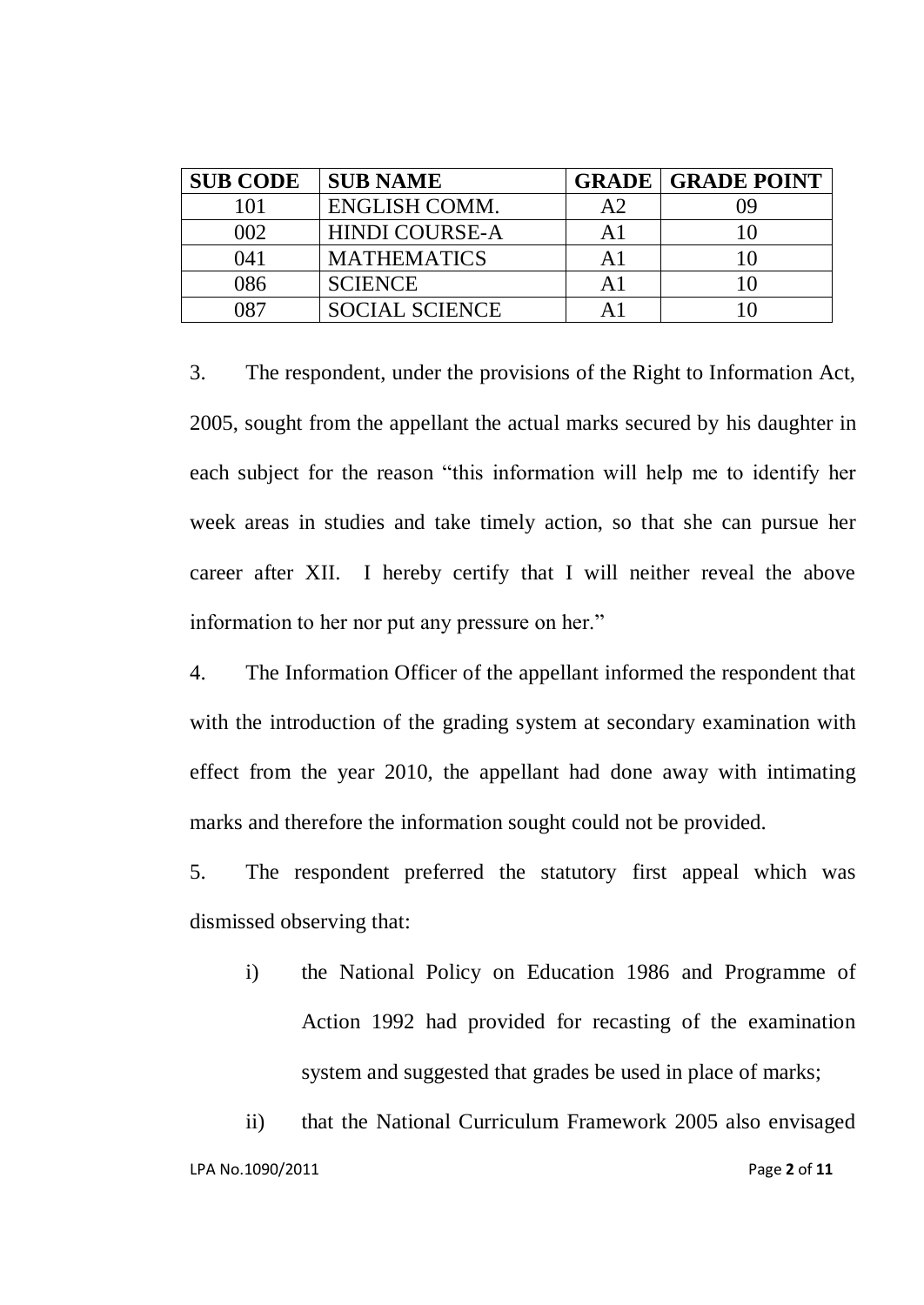| SUB CODE | SUB NAME | GRADE | GRADE POINT |
|---|---|---|---|
| 101 | ENGLISH COMM. | A2 | 09 |
| 002 | HINDI COURSE-A | A1 | 10 |
| 041 | MATHEMATICS | A1 | 10 |
| 086 | SCIENCE | A1 | 10 |
| 087 | SOCIAL SCIENCE | A1 | 10 |

3. The respondent, under the provisions of the Right to Information Act, 2005, sought from the appellant the actual marks secured by his daughter in each subject for the reason "this information will help me to identify her week areas in studies and take timely action, so that she can pursue her career after XII. I hereby certify that I will neither reveal the above information to her nor put any pressure on her."

4. The Information Officer of the appellant informed the respondent that with the introduction of the grading system at secondary examination with effect from the year 2010, the appellant had done away with intimating marks and therefore the information sought could not be provided.

5. The respondent preferred the statutory first appeal which was dismissed observing that:

i) the National Policy on Education 1986 and Programme of Action 1992 had provided for recasting of the examination system and suggested that grades be used in place of marks;

ii) that the National Curriculum Framework 2005 also envisaged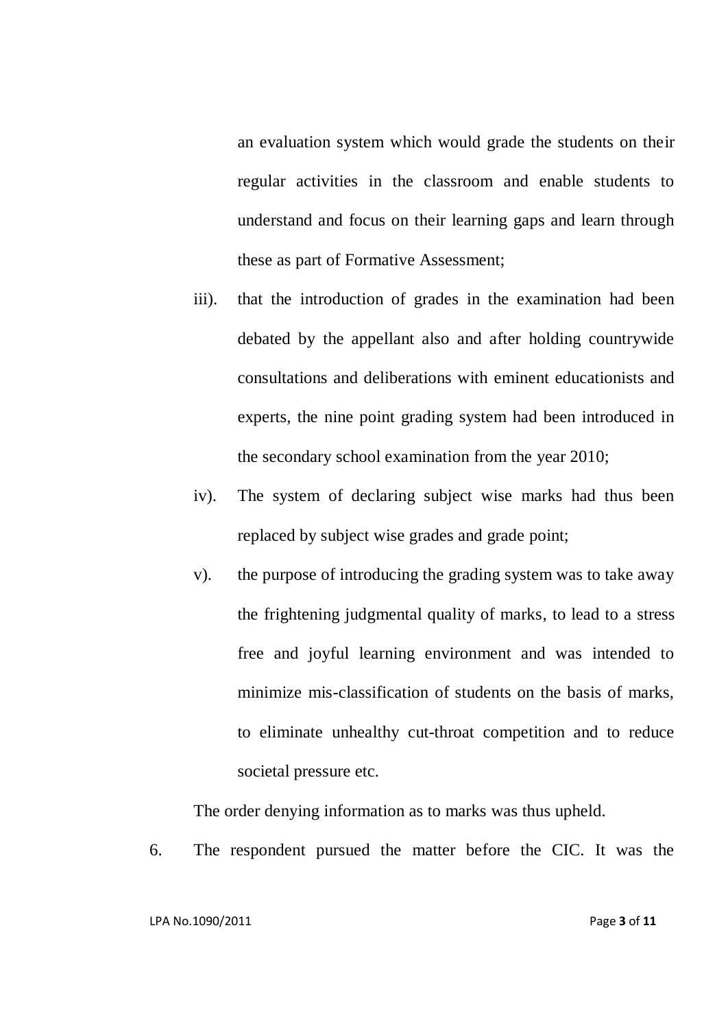an evaluation system which would grade the students on their regular activities in the classroom and enable students to understand and focus on their learning gaps and learn through these as part of Formative Assessment;

iii). that the introduction of grades in the examination had been debated by the appellant also and after holding countrywide consultations and deliberations with eminent educationists and experts, the nine point grading system had been introduced in the secondary school examination from the year 2010;

iv). The system of declaring subject wise marks had thus been replaced by subject wise grades and grade point;

v). the purpose of introducing the grading system was to take away the frightening judgmental quality of marks, to lead to a stress free and joyful learning environment and was intended to minimize mis-classification of students on the basis of marks, to eliminate unhealthy cut-throat competition and to reduce societal pressure etc.

The order denying information as to marks was thus upheld.

6. The respondent pursued the matter before the CIC. It was the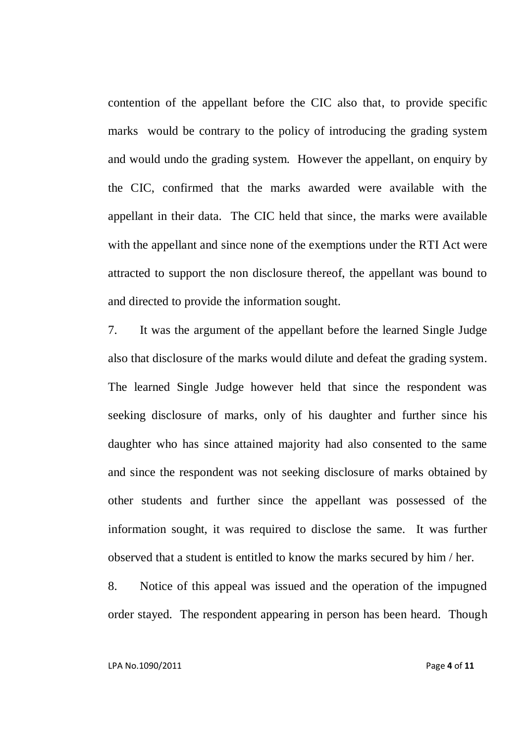contention of the appellant before the CIC also that, to provide specific marks would be contrary to the policy of introducing the grading system and would undo the grading system. However the appellant, on enquiry by the CIC, confirmed that the marks awarded were available with the appellant in their data. The CIC held that since, the marks were available with the appellant and since none of the exemptions under the RTI Act were attracted to support the non disclosure thereof, the appellant was bound to and directed to provide the information sought.

7. It was the argument of the appellant before the learned Single Judge also that disclosure of the marks would dilute and defeat the grading system. The learned Single Judge however held that since the respondent was seeking disclosure of marks, only of his daughter and further since his daughter who has since attained majority had also consented to the same and since the respondent was not seeking disclosure of marks obtained by other students and further since the appellant was possessed of the information sought, it was required to disclose the same. It was further observed that a student is entitled to know the marks secured by him / her.

8. Notice of this appeal was issued and the operation of the impugned order stayed. The respondent appearing in person has been heard. Though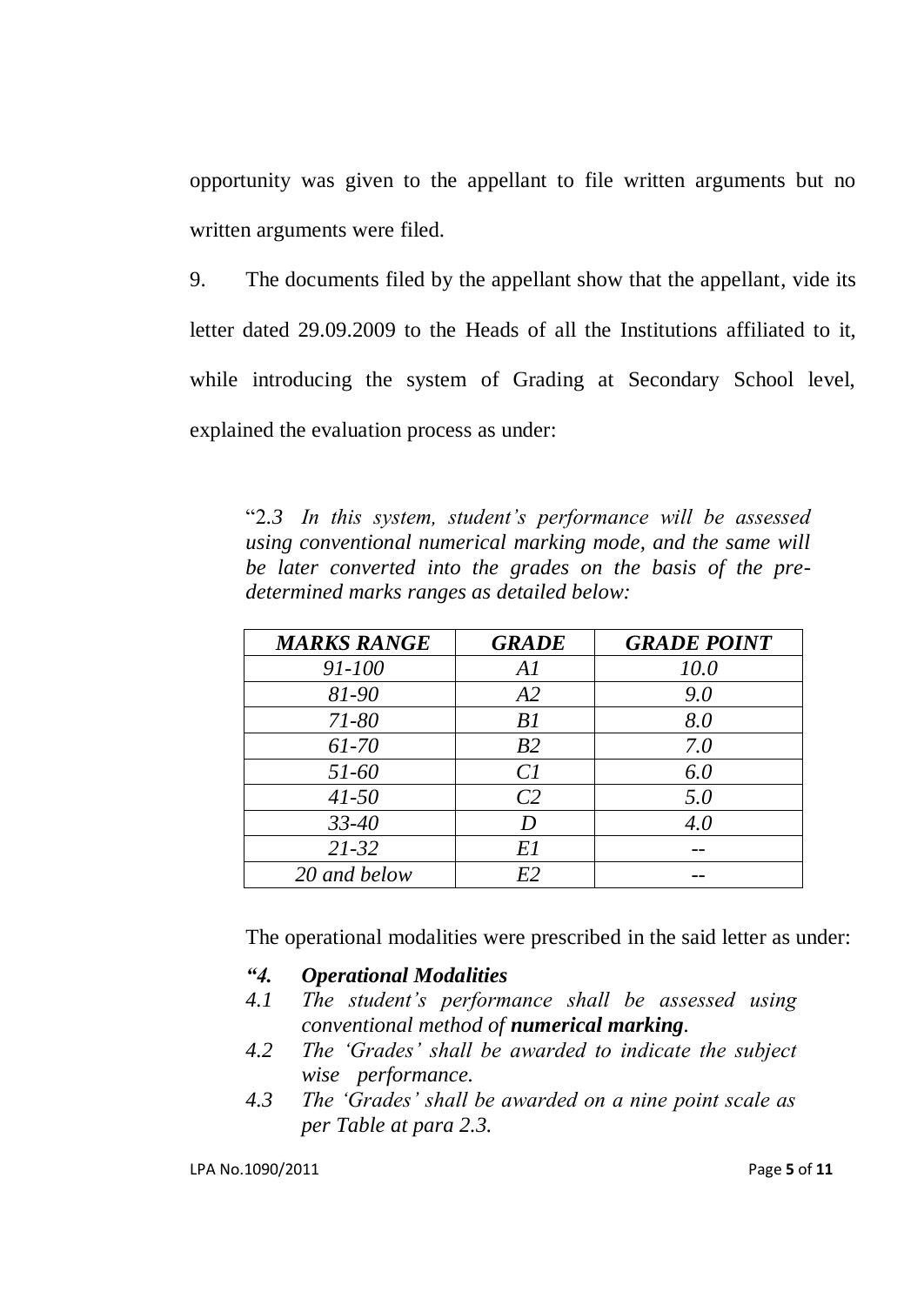opportunity was given to the appellant to file written arguments but no written arguments were filed.

9. The documents filed by the appellant show that the appellant, vide its letter dated 29.09.2009 to the Heads of all the Institutions affiliated to it, while introducing the system of Grading at Secondary School level, explained the evaluation process as under:

> "2.3 *In this system, student's performance will be assessed using conventional numerical marking mode, and the same will be later converted into the grades on the basis of the pre-determined marks ranges as detailed below:*

| ***MARKS RANGE*** | ***GRADE*** | ***GRADE POINT*** |
|---|---|---|
| *91-100* | *A1* | *10.0* |
| *81-90* | *A2* | *9.0* |
| *71-80* | *B1* | *8.0* |
| *61-70* | *B2* | *7.0* |
| *51-60* | *C1* | *6.0* |
| *41-50* | *C2* | *5.0* |
| *33-40* | *D* | *4.0* |
| *21-32* | *E1* | -- |
| *20 and below* | *E2* | -- |

The operational modalities were prescribed in the said letter as under:

> ***"4. Operational Modalities***
>
> *4.1 The student's performance shall be assessed using conventional method of **numerical marking**.*
>
> *4.2 The 'Grades' shall be awarded to indicate the subject wise performance.*
>
> *4.3 The 'Grades' shall be awarded on a nine point scale as per Table at para 2.3.*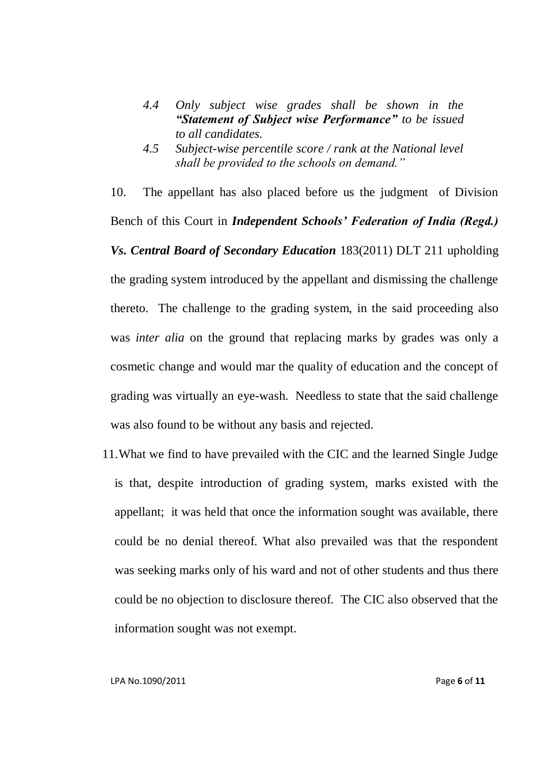> *4.4 Only subject wise grades shall be shown in the **"Statement of Subject wise Performance"** to be issued to all candidates.*
>
> *4.5 Subject-wise percentile score / rank at the National level shall be provided to the schools on demand."*

10. The appellant has also placed before us the judgment of Division Bench of this Court in ***Independent Schools' Federation of India (Regd.) Vs. Central Board of Secondary Education*** 183(2011) DLT 211 upholding the grading system introduced by the appellant and dismissing the challenge thereto. The challenge to the grading system, in the said proceeding also was *inter alia* on the ground that replacing marks by grades was only a cosmetic change and would mar the quality of education and the concept of grading was virtually an eye-wash. Needless to state that the said challenge was also found to be without any basis and rejected.

11. What we find to have prevailed with the CIC and the learned Single Judge is that, despite introduction of grading system, marks existed with the appellant; it was held that once the information sought was available, there could be no denial thereof. What also prevailed was that the respondent was seeking marks only of his ward and not of other students and thus there could be no objection to disclosure thereof. The CIC also observed that the information sought was not exempt.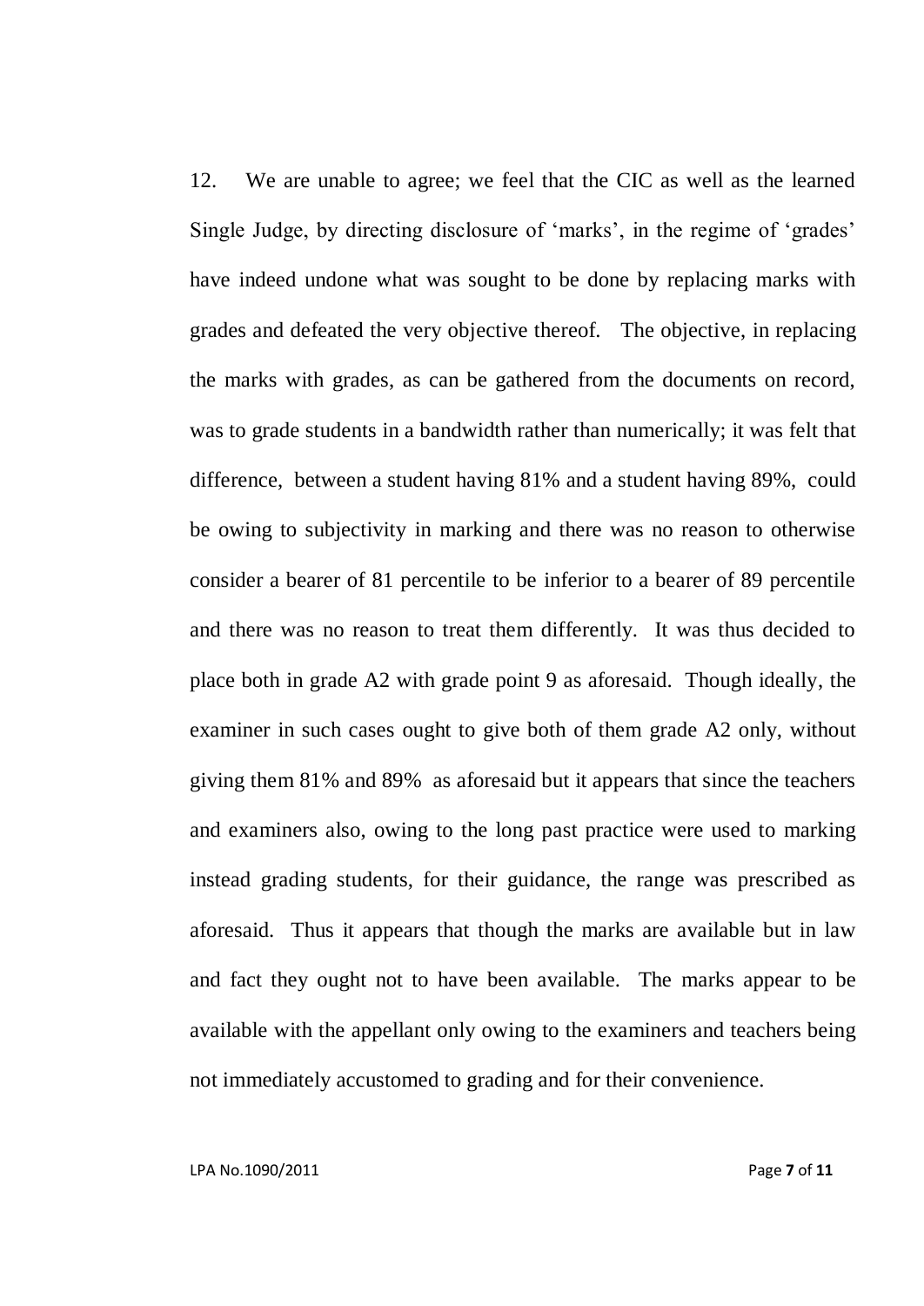12. We are unable to agree; we feel that the CIC as well as the learned Single Judge, by directing disclosure of 'marks', in the regime of 'grades' have indeed undone what was sought to be done by replacing marks with grades and defeated the very objective thereof. The objective, in replacing the marks with grades, as can be gathered from the documents on record, was to grade students in a bandwidth rather than numerically; it was felt that difference, between a student having 81% and a student having 89%, could be owing to subjectivity in marking and there was no reason to otherwise consider a bearer of 81 percentile to be inferior to a bearer of 89 percentile and there was no reason to treat them differently. It was thus decided to place both in grade A2 with grade point 9 as aforesaid. Though ideally, the examiner in such cases ought to give both of them grade A2 only, without giving them 81% and 89% as aforesaid but it appears that since the teachers and examiners also, owing to the long past practice were used to marking instead grading students, for their guidance, the range was prescribed as aforesaid. Thus it appears that though the marks are available but in law and fact they ought not to have been available. The marks appear to be available with the appellant only owing to the examiners and teachers being not immediately accustomed to grading and for their convenience.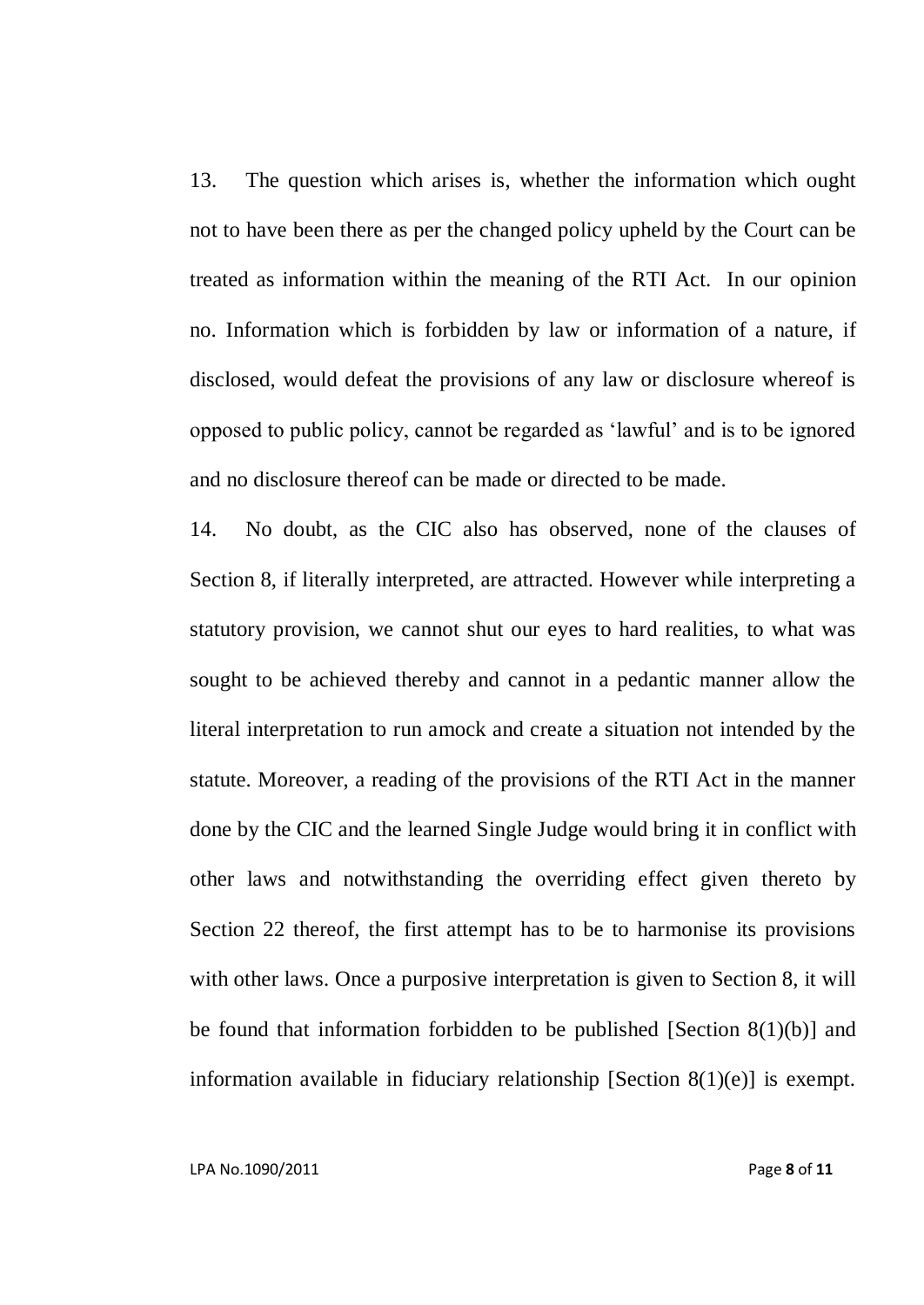13. The question which arises is, whether the information which ought not to have been there as per the changed policy upheld by the Court can be treated as information within the meaning of the RTI Act. In our opinion no. Information which is forbidden by law or information of a nature, if disclosed, would defeat the provisions of any law or disclosure whereof is opposed to public policy, cannot be regarded as 'lawful' and is to be ignored and no disclosure thereof can be made or directed to be made.

14. No doubt, as the CIC also has observed, none of the clauses of Section 8, if literally interpreted, are attracted. However while interpreting a statutory provision, we cannot shut our eyes to hard realities, to what was sought to be achieved thereby and cannot in a pedantic manner allow the literal interpretation to run amock and create a situation not intended by the statute. Moreover, a reading of the provisions of the RTI Act in the manner done by the CIC and the learned Single Judge would bring it in conflict with other laws and notwithstanding the overriding effect given thereto by Section 22 thereof, the first attempt has to be to harmonise its provisions with other laws. Once a purposive interpretation is given to Section 8, it will be found that information forbidden to be published [Section 8(1)(b)] and information available in fiduciary relationship [Section 8(1)(e)] is exempt.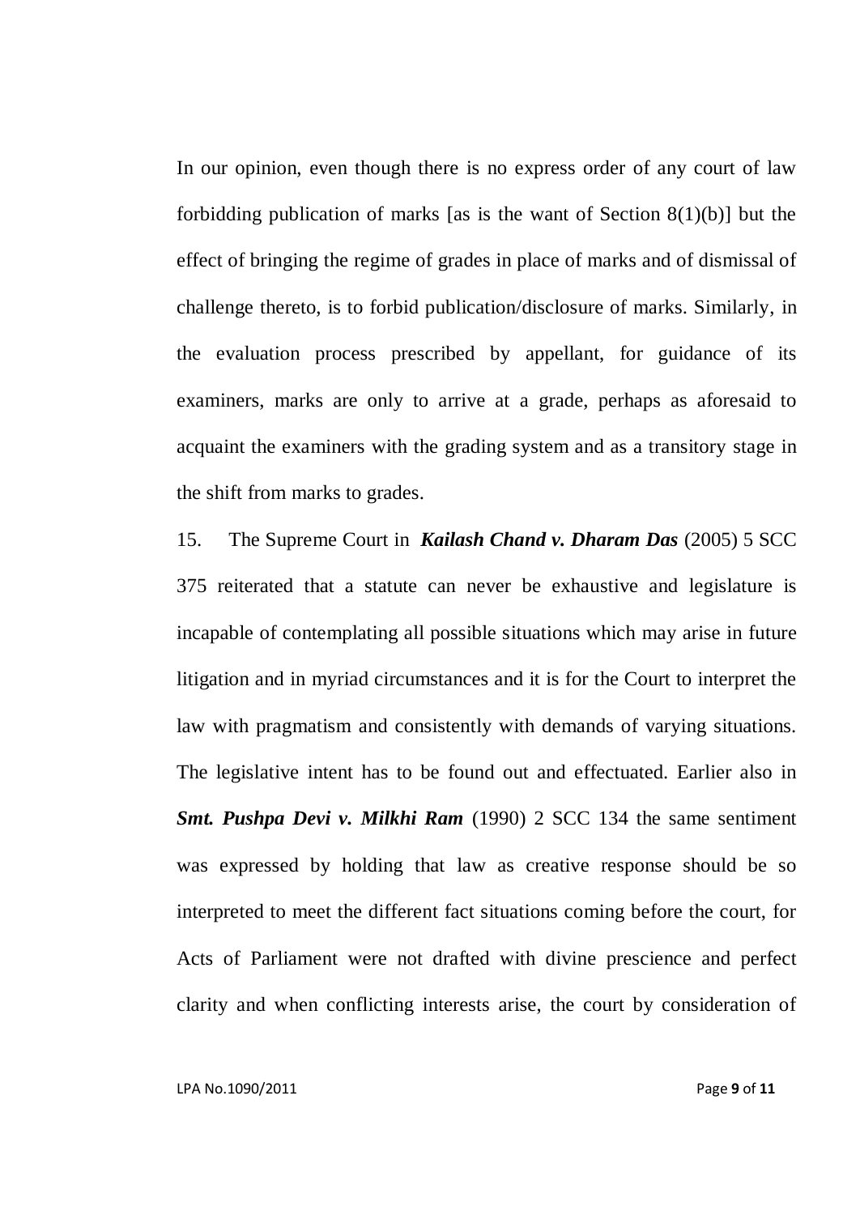In our opinion, even though there is no express order of any court of law forbidding publication of marks [as is the want of Section 8(1)(b)] but the effect of bringing the regime of grades in place of marks and of dismissal of challenge thereto, is to forbid publication/disclosure of marks. Similarly, in the evaluation process prescribed by appellant, for guidance of its examiners, marks are only to arrive at a grade, perhaps as aforesaid to acquaint the examiners with the grading system and as a transitory stage in the shift from marks to grades.

15. The Supreme Court in ***Kailash Chand v. Dharam Das*** (2005) 5 SCC 375 reiterated that a statute can never be exhaustive and legislature is incapable of contemplating all possible situations which may arise in future litigation and in myriad circumstances and it is for the Court to interpret the law with pragmatism and consistently with demands of varying situations. The legislative intent has to be found out and effectuated. Earlier also in ***Smt. Pushpa Devi v. Milkhi Ram*** (1990) 2 SCC 134 the same sentiment was expressed by holding that law as creative response should be so interpreted to meet the different fact situations coming before the court, for Acts of Parliament were not drafted with divine prescience and perfect clarity and when conflicting interests arise, the court by consideration of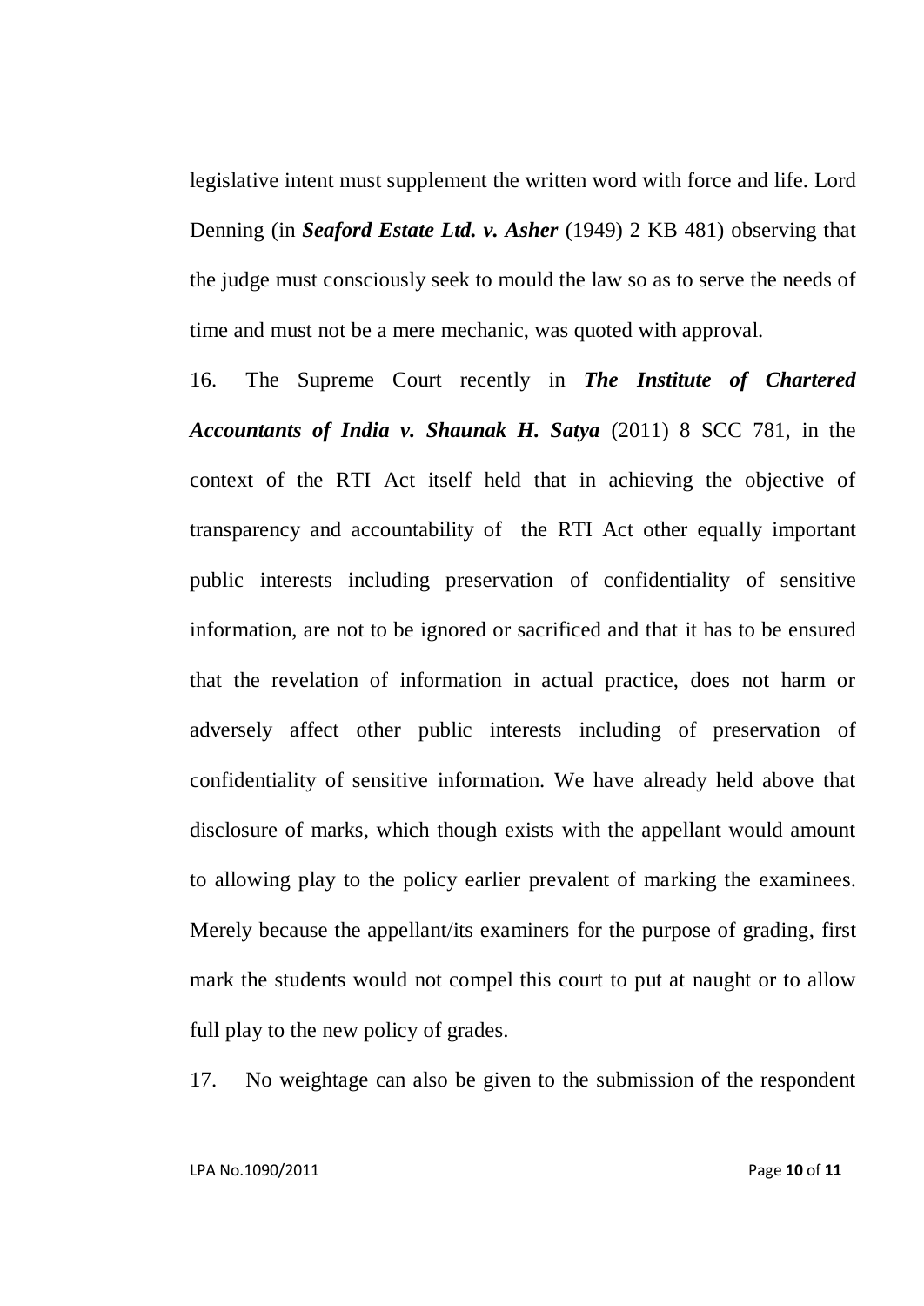legislative intent must supplement the written word with force and life. Lord Denning (in ***Seaford Estate Ltd. v. Asher*** (1949) 2 KB 481) observing that the judge must consciously seek to mould the law so as to serve the needs of time and must not be a mere mechanic, was quoted with approval.

16. The Supreme Court recently in ***The Institute of Chartered Accountants of India v. Shaunak H. Satya*** (2011) 8 SCC 781, in the context of the RTI Act itself held that in achieving the objective of transparency and accountability of the RTI Act other equally important public interests including preservation of confidentiality of sensitive information, are not to be ignored or sacrificed and that it has to be ensured that the revelation of information in actual practice, does not harm or adversely affect other public interests including of preservation of confidentiality of sensitive information. We have already held above that disclosure of marks, which though exists with the appellant would amount to allowing play to the policy earlier prevalent of marking the examinees. Merely because the appellant/its examiners for the purpose of grading, first mark the students would not compel this court to put at naught or to allow full play to the new policy of grades.

17. No weightage can also be given to the submission of the respondent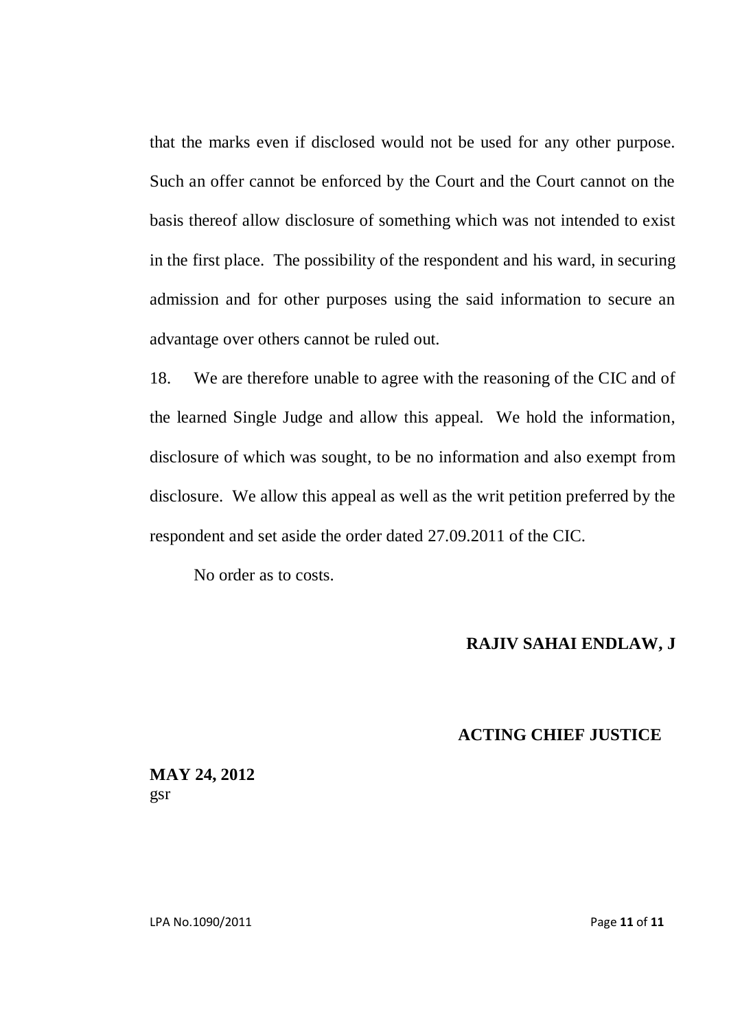that the marks even if disclosed would not be used for any other purpose. Such an offer cannot be enforced by the Court and the Court cannot on the basis thereof allow disclosure of something which was not intended to exist in the first place. The possibility of the respondent and his ward, in securing admission and for other purposes using the said information to secure an advantage over others cannot be ruled out.

18. We are therefore unable to agree with the reasoning of the CIC and of the learned Single Judge and allow this appeal. We hold the information, disclosure of which was sought, to be no information and also exempt from disclosure. We allow this appeal as well as the writ petition preferred by the respondent and set aside the order dated 27.09.2011 of the CIC.

No order as to costs.

**RAJIV SAHAI ENDLAW, J**

**ACTING CHIEF JUSTICE**

**MAY 24, 2012**
gsr